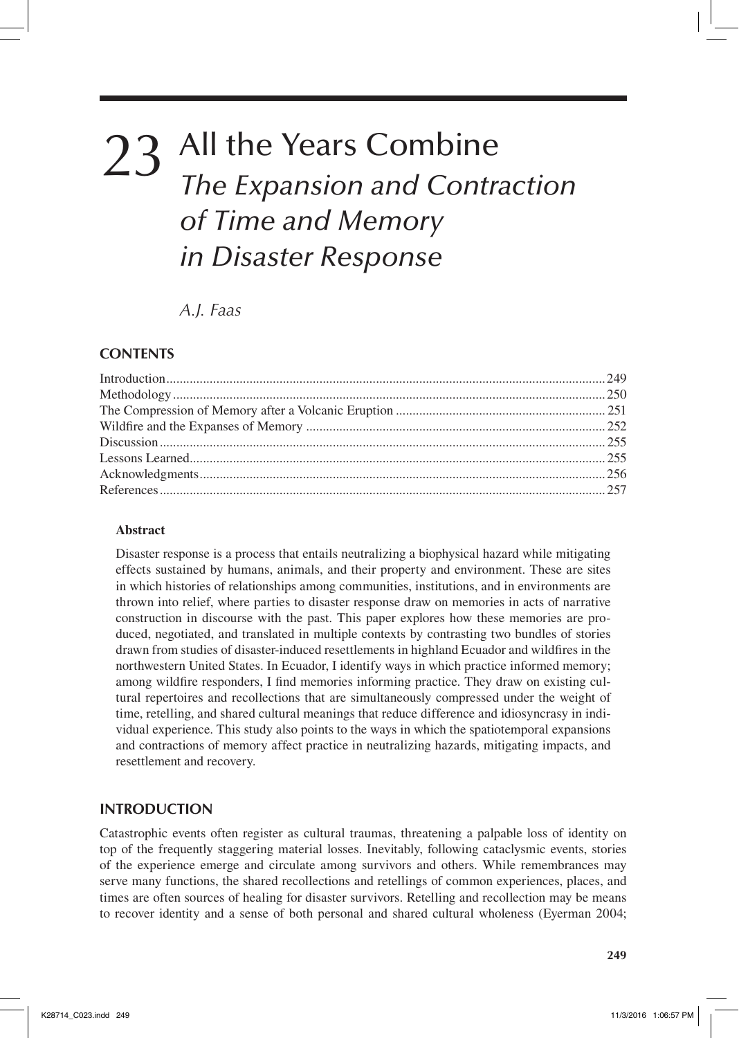# 23 All the Years Combine
## *The Expansion and Contraction of Time and Memory in Disaster Response*

*A.J. Faas*

### CONTENTS

| | |
|---|---|
| Introduction | 249 |
| Methodology | 250 |
| The Compression of Memory after a Volcanic Eruption | 251 |
| Wildfire and the Expanses of Memory | 252 |
| Discussion | 255 |
| Lessons Learned | 255 |
| Acknowledgments | 256 |
| References | 257 |

**Abstract**

Disaster response is a process that entails neutralizing a biophysical hazard while mitigating effects sustained by humans, animals, and their property and environment. These are sites in which histories of relationships among communities, institutions, and in environments are thrown into relief, where parties to disaster response draw on memories in acts of narrative construction in discourse with the past. This paper explores how these memories are produced, negotiated, and translated in multiple contexts by contrasting two bundles of stories drawn from studies of disaster-induced resettlements in highland Ecuador and wildfires in the northwestern United States. In Ecuador, I identify ways in which practice informed memory; among wildfire responders, I find memories informing practice. They draw on existing cultural repertoires and recollections that are simultaneously compressed under the weight of time, retelling, and shared cultural meanings that reduce difference and idiosyncrasy in individual experience. This study also points to the ways in which the spatiotemporal expansions and contractions of memory affect practice in neutralizing hazards, mitigating impacts, and resettlement and recovery.

### INTRODUCTION

Catastrophic events often register as cultural traumas, threatening a palpable loss of identity on top of the frequently staggering material losses. Inevitably, following cataclysmic events, stories of the experience emerge and circulate among survivors and others. While remembrances may serve many functions, the shared recollections and retellings of common experiences, places, and times are often sources of healing for disaster survivors. Retelling and recollection may be means to recover identity and a sense of both personal and shared cultural wholeness (Eyerman 2004;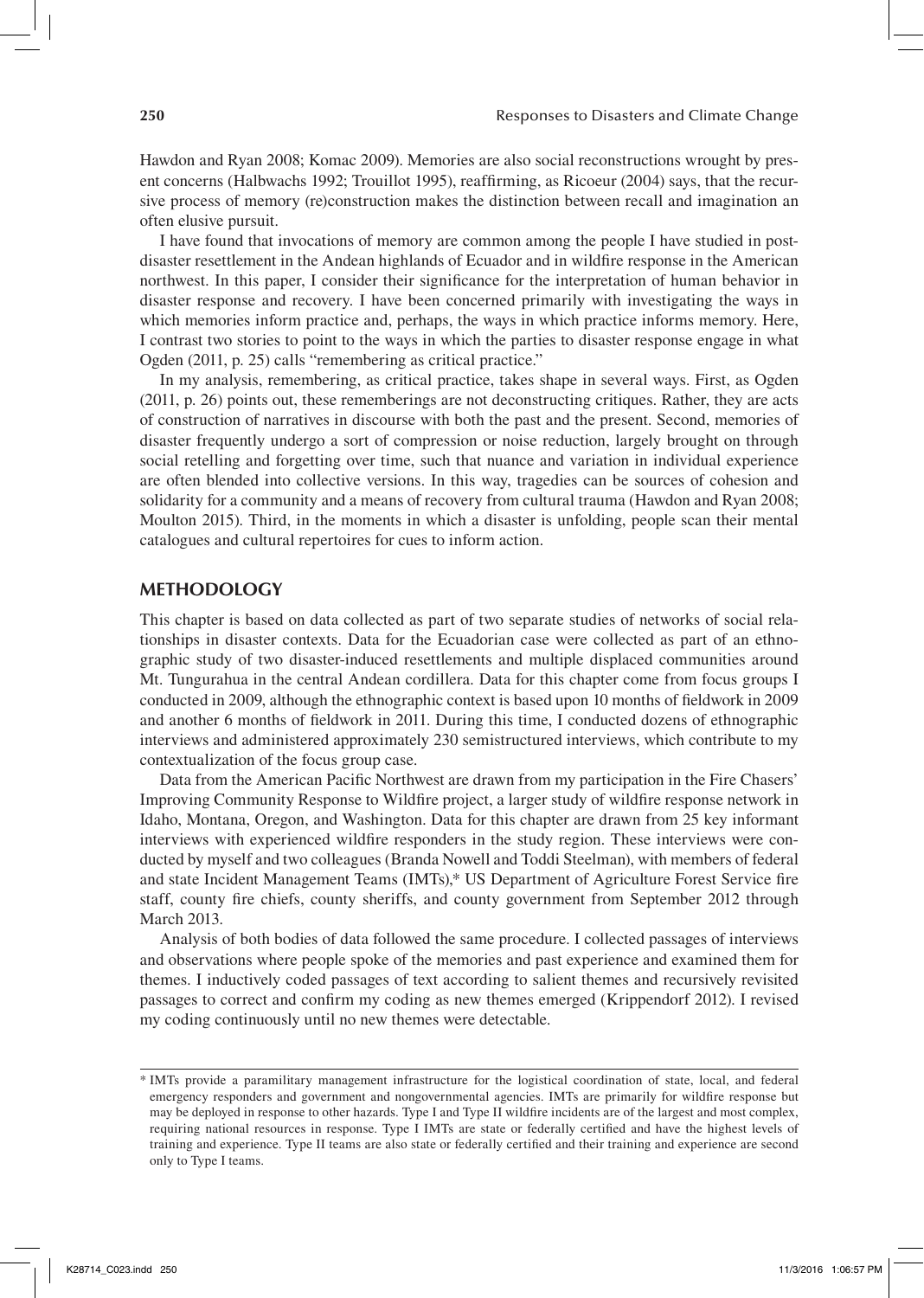Hawdon and Ryan 2008; Komac 2009). Memories are also social reconstructions wrought by present concerns (Halbwachs 1992; Trouillot 1995), reaffirming, as Ricoeur (2004) says, that the recursive process of memory (re)construction makes the distinction between recall and imagination an often elusive pursuit.

I have found that invocations of memory are common among the people I have studied in post-disaster resettlement in the Andean highlands of Ecuador and in wildfire response in the American northwest. In this paper, I consider their significance for the interpretation of human behavior in disaster response and recovery. I have been concerned primarily with investigating the ways in which memories inform practice and, perhaps, the ways in which practice informs memory. Here, I contrast two stories to point to the ways in which the parties to disaster response engage in what Ogden (2011, p. 25) calls "remembering as critical practice."

In my analysis, remembering, as critical practice, takes shape in several ways. First, as Ogden (2011, p. 26) points out, these rememberings are not deconstructing critiques. Rather, they are acts of construction of narratives in discourse with both the past and the present. Second, memories of disaster frequently undergo a sort of compression or noise reduction, largely brought on through social retelling and forgetting over time, such that nuance and variation in individual experience are often blended into collective versions. In this way, tragedies can be sources of cohesion and solidarity for a community and a means of recovery from cultural trauma (Hawdon and Ryan 2008; Moulton 2015). Third, in the moments in which a disaster is unfolding, people scan their mental catalogues and cultural repertoires for cues to inform action.

## METHODOLOGY

This chapter is based on data collected as part of two separate studies of networks of social relationships in disaster contexts. Data for the Ecuadorian case were collected as part of an ethnographic study of two disaster-induced resettlements and multiple displaced communities around Mt. Tungurahua in the central Andean cordillera. Data for this chapter come from focus groups I conducted in 2009, although the ethnographic context is based upon 10 months of fieldwork in 2009 and another 6 months of fieldwork in 2011. During this time, I conducted dozens of ethnographic interviews and administered approximately 230 semistructured interviews, which contribute to my contextualization of the focus group case.

Data from the American Pacific Northwest are drawn from my participation in the Fire Chasers' Improving Community Response to Wildfire project, a larger study of wildfire response network in Idaho, Montana, Oregon, and Washington. Data for this chapter are drawn from 25 key informant interviews with experienced wildfire responders in the study region. These interviews were conducted by myself and two colleagues (Branda Nowell and Toddi Steelman), with members of federal and state Incident Management Teams (IMTs),* US Department of Agriculture Forest Service fire staff, county fire chiefs, county sheriffs, and county government from September 2012 through March 2013.

Analysis of both bodies of data followed the same procedure. I collected passages of interviews and observations where people spoke of the memories and past experience and examined them for themes. I inductively coded passages of text according to salient themes and recursively revisited passages to correct and confirm my coding as new themes emerged (Krippendorf 2012). I revised my coding continuously until no new themes were detectable.

---

* IMTs provide a paramilitary management infrastructure for the logistical coordination of state, local, and federal emergency responders and government and nongovernmental agencies. IMTs are primarily for wildfire response but may be deployed in response to other hazards. Type I and Type II wildfire incidents are of the largest and most complex, requiring national resources in response. Type I IMTs are state or federally certified and have the highest levels of training and experience. Type II teams are also state or federally certified and their training and experience are second only to Type I teams.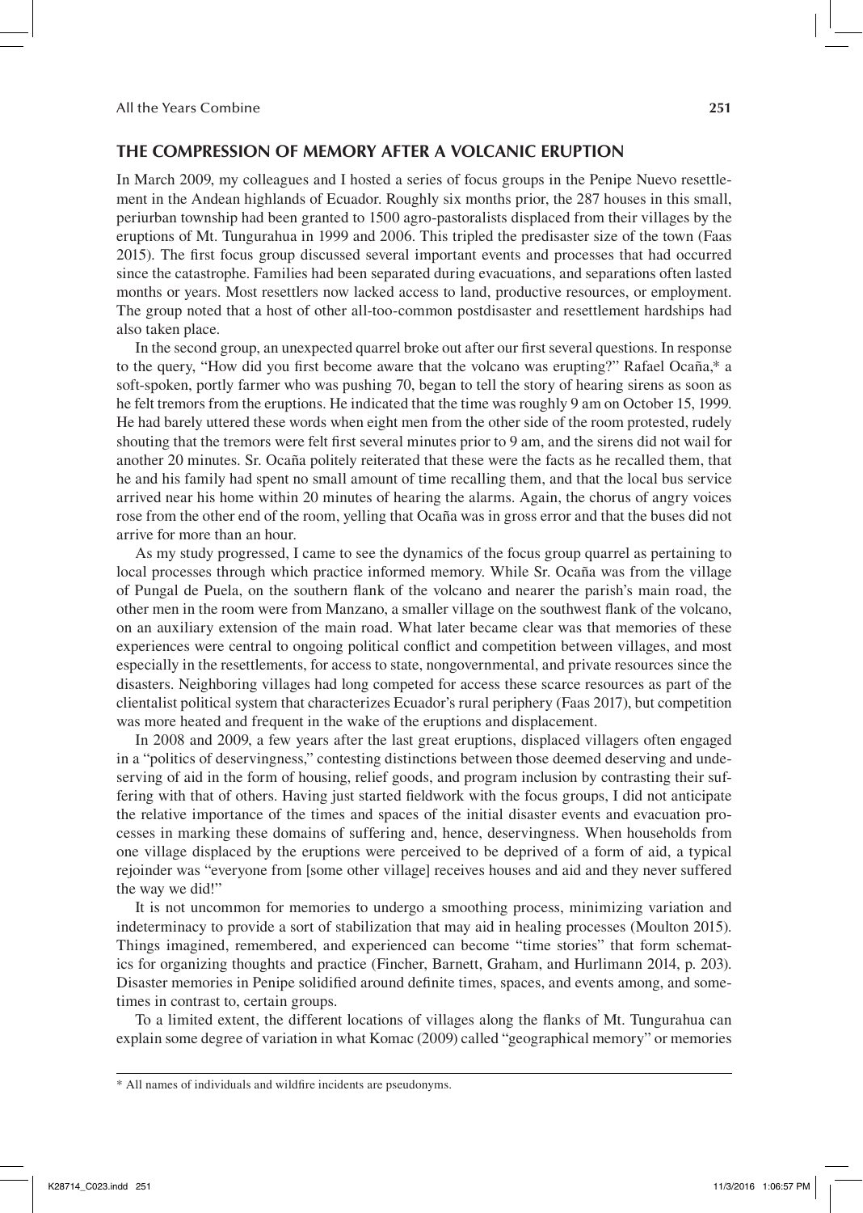## THE COMPRESSION OF MEMORY AFTER A VOLCANIC ERUPTION

In March 2009, my colleagues and I hosted a series of focus groups in the Penipe Nuevo resettlement in the Andean highlands of Ecuador. Roughly six months prior, the 287 houses in this small, periurban township had been granted to 1500 agro-pastoralists displaced from their villages by the eruptions of Mt. Tungurahua in 1999 and 2006. This tripled the predisaster size of the town (Faas 2015). The first focus group discussed several important events and processes that had occurred since the catastrophe. Families had been separated during evacuations, and separations often lasted months or years. Most resettlers now lacked access to land, productive resources, or employment. The group noted that a host of other all-too-common postdisaster and resettlement hardships had also taken place.

In the second group, an unexpected quarrel broke out after our first several questions. In response to the query, "How did you first become aware that the volcano was erupting?" Rafael Ocaña,* a soft-spoken, portly farmer who was pushing 70, began to tell the story of hearing sirens as soon as he felt tremors from the eruptions. He indicated that the time was roughly 9 am on October 15, 1999. He had barely uttered these words when eight men from the other side of the room protested, rudely shouting that the tremors were felt first several minutes prior to 9 am, and the sirens did not wail for another 20 minutes. Sr. Ocaña politely reiterated that these were the facts as he recalled them, that he and his family had spent no small amount of time recalling them, and that the local bus service arrived near his home within 20 minutes of hearing the alarms. Again, the chorus of angry voices rose from the other end of the room, yelling that Ocaña was in gross error and that the buses did not arrive for more than an hour.

As my study progressed, I came to see the dynamics of the focus group quarrel as pertaining to local processes through which practice informed memory. While Sr. Ocaña was from the village of Pungal de Puela, on the southern flank of the volcano and nearer the parish's main road, the other men in the room were from Manzano, a smaller village on the southwest flank of the volcano, on an auxiliary extension of the main road. What later became clear was that memories of these experiences were central to ongoing political conflict and competition between villages, and most especially in the resettlements, for access to state, nongovernmental, and private resources since the disasters. Neighboring villages had long competed for access these scarce resources as part of the clientalist political system that characterizes Ecuador's rural periphery (Faas 2017), but competition was more heated and frequent in the wake of the eruptions and displacement.

In 2008 and 2009, a few years after the last great eruptions, displaced villagers often engaged in a "politics of deservingness," contesting distinctions between those deemed deserving and undeserving of aid in the form of housing, relief goods, and program inclusion by contrasting their suffering with that of others. Having just started fieldwork with the focus groups, I did not anticipate the relative importance of the times and spaces of the initial disaster events and evacuation processes in marking these domains of suffering and, hence, deservingness. When households from one village displaced by the eruptions were perceived to be deprived of a form of aid, a typical rejoinder was "everyone from [some other village] receives houses and aid and they never suffered the way we did!"

It is not uncommon for memories to undergo a smoothing process, minimizing variation and indeterminacy to provide a sort of stabilization that may aid in healing processes (Moulton 2015). Things imagined, remembered, and experienced can become "time stories" that form schematics for organizing thoughts and practice (Fincher, Barnett, Graham, and Hurlimann 2014, p. 203). Disaster memories in Penipe solidified around definite times, spaces, and events among, and sometimes in contrast to, certain groups.

To a limited extent, the different locations of villages along the flanks of Mt. Tungurahua can explain some degree of variation in what Komac (2009) called "geographical memory" or memories

---

\* All names of individuals and wildfire incidents are pseudonyms.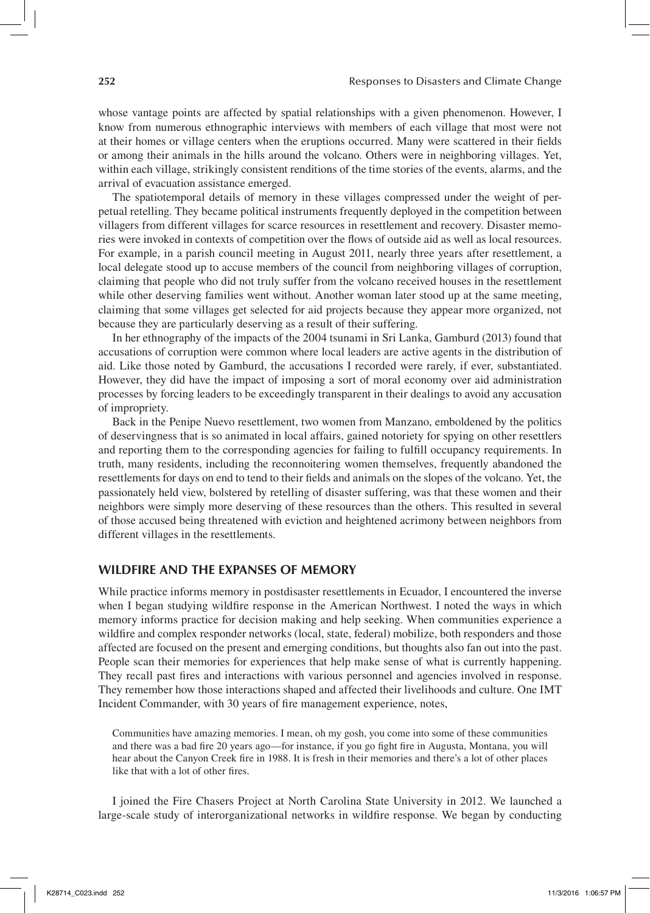whose vantage points are affected by spatial relationships with a given phenomenon. However, I know from numerous ethnographic interviews with members of each village that most were not at their homes or village centers when the eruptions occurred. Many were scattered in their fields or among their animals in the hills around the volcano. Others were in neighboring villages. Yet, within each village, strikingly consistent renditions of the time stories of the events, alarms, and the arrival of evacuation assistance emerged.

The spatiotemporal details of memory in these villages compressed under the weight of perpetual retelling. They became political instruments frequently deployed in the competition between villagers from different villages for scarce resources in resettlement and recovery. Disaster memories were invoked in contexts of competition over the flows of outside aid as well as local resources. For example, in a parish council meeting in August 2011, nearly three years after resettlement, a local delegate stood up to accuse members of the council from neighboring villages of corruption, claiming that people who did not truly suffer from the volcano received houses in the resettlement while other deserving families went without. Another woman later stood up at the same meeting, claiming that some villages get selected for aid projects because they appear more organized, not because they are particularly deserving as a result of their suffering.

In her ethnography of the impacts of the 2004 tsunami in Sri Lanka, Gamburd (2013) found that accusations of corruption were common where local leaders are active agents in the distribution of aid. Like those noted by Gamburd, the accusations I recorded were rarely, if ever, substantiated. However, they did have the impact of imposing a sort of moral economy over aid administration processes by forcing leaders to be exceedingly transparent in their dealings to avoid any accusation of impropriety.

Back in the Penipe Nuevo resettlement, two women from Manzano, emboldened by the politics of deservingness that is so animated in local affairs, gained notoriety for spying on other resettlers and reporting them to the corresponding agencies for failing to fulfill occupancy requirements. In truth, many residents, including the reconnoitering women themselves, frequently abandoned the resettlements for days on end to tend to their fields and animals on the slopes of the volcano. Yet, the passionately held view, bolstered by retelling of disaster suffering, was that these women and their neighbors were simply more deserving of these resources than the others. This resulted in several of those accused being threatened with eviction and heightened acrimony between neighbors from different villages in the resettlements.

## WILDFIRE AND THE EXPANSES OF MEMORY

While practice informs memory in postdisaster resettlements in Ecuador, I encountered the inverse when I began studying wildfire response in the American Northwest. I noted the ways in which memory informs practice for decision making and help seeking. When communities experience a wildfire and complex responder networks (local, state, federal) mobilize, both responders and those affected are focused on the present and emerging conditions, but thoughts also fan out into the past. People scan their memories for experiences that help make sense of what is currently happening. They recall past fires and interactions with various personnel and agencies involved in response. They remember how those interactions shaped and affected their livelihoods and culture. One IMT Incident Commander, with 30 years of fire management experience, notes,

> Communities have amazing memories. I mean, oh my gosh, you come into some of these communities and there was a bad fire 20 years ago—for instance, if you go fight fire in Augusta, Montana, you will hear about the Canyon Creek fire in 1988. It is fresh in their memories and there's a lot of other places like that with a lot of other fires.

I joined the Fire Chasers Project at North Carolina State University in 2012. We launched a large-scale study of interorganizational networks in wildfire response. We began by conducting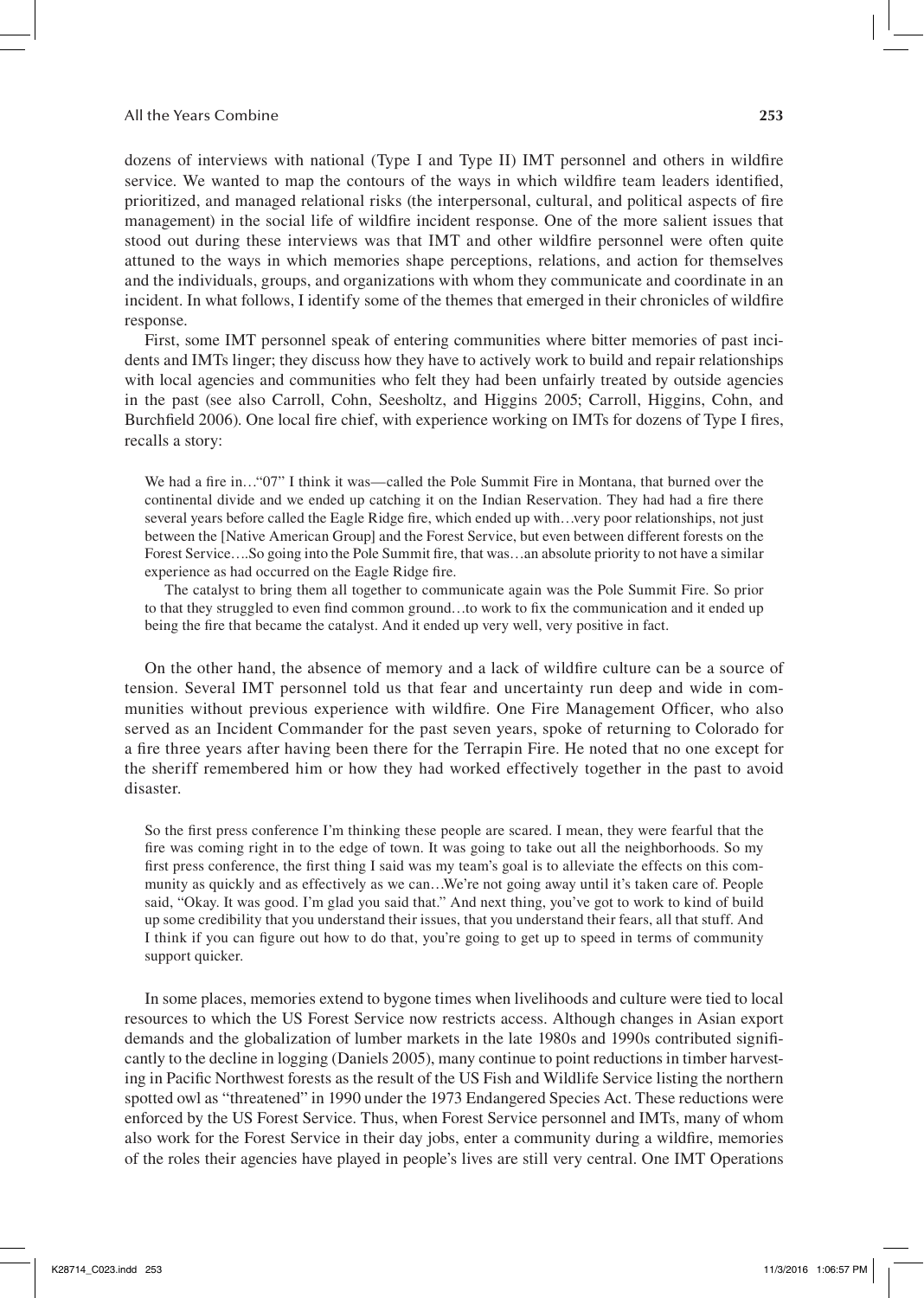dozens of interviews with national (Type I and Type II) IMT personnel and others in wildfire service. We wanted to map the contours of the ways in which wildfire team leaders identified, prioritized, and managed relational risks (the interpersonal, cultural, and political aspects of fire management) in the social life of wildfire incident response. One of the more salient issues that stood out during these interviews was that IMT and other wildfire personnel were often quite attuned to the ways in which memories shape perceptions, relations, and action for themselves and the individuals, groups, and organizations with whom they communicate and coordinate in an incident. In what follows, I identify some of the themes that emerged in their chronicles of wildfire response.

First, some IMT personnel speak of entering communities where bitter memories of past incidents and IMTs linger; they discuss how they have to actively work to build and repair relationships with local agencies and communities who felt they had been unfairly treated by outside agencies in the past (see also Carroll, Cohn, Seesholtz, and Higgins 2005; Carroll, Higgins, Cohn, and Burchfield 2006). One local fire chief, with experience working on IMTs for dozens of Type I fires, recalls a story:

> We had a fire in…"07" I think it was—called the Pole Summit Fire in Montana, that burned over the continental divide and we ended up catching it on the Indian Reservation. They had had a fire there several years before called the Eagle Ridge fire, which ended up with…very poor relationships, not just between the [Native American Group] and the Forest Service, but even between different forests on the Forest Service….So going into the Pole Summit fire, that was…an absolute priority to not have a similar experience as had occurred on the Eagle Ridge fire.
>
> The catalyst to bring them all together to communicate again was the Pole Summit Fire. So prior to that they struggled to even find common ground…to work to fix the communication and it ended up being the fire that became the catalyst. And it ended up very well, very positive in fact.

On the other hand, the absence of memory and a lack of wildfire culture can be a source of tension. Several IMT personnel told us that fear and uncertainty run deep and wide in communities without previous experience with wildfire. One Fire Management Officer, who also served as an Incident Commander for the past seven years, spoke of returning to Colorado for a fire three years after having been there for the Terrapin Fire. He noted that no one except for the sheriff remembered him or how they had worked effectively together in the past to avoid disaster.

> So the first press conference I'm thinking these people are scared. I mean, they were fearful that the fire was coming right in to the edge of town. It was going to take out all the neighborhoods. So my first press conference, the first thing I said was my team's goal is to alleviate the effects on this community as quickly and as effectively as we can…We're not going away until it's taken care of. People said, "Okay. It was good. I'm glad you said that." And next thing, you've got to work to kind of build up some credibility that you understand their issues, that you understand their fears, all that stuff. And I think if you can figure out how to do that, you're going to get up to speed in terms of community support quicker.

In some places, memories extend to bygone times when livelihoods and culture were tied to local resources to which the US Forest Service now restricts access. Although changes in Asian export demands and the globalization of lumber markets in the late 1980s and 1990s contributed significantly to the decline in logging (Daniels 2005), many continue to point reductions in timber harvesting in Pacific Northwest forests as the result of the US Fish and Wildlife Service listing the northern spotted owl as "threatened" in 1990 under the 1973 Endangered Species Act. These reductions were enforced by the US Forest Service. Thus, when Forest Service personnel and IMTs, many of whom also work for the Forest Service in their day jobs, enter a community during a wildfire, memories of the roles their agencies have played in people's lives are still very central. One IMT Operations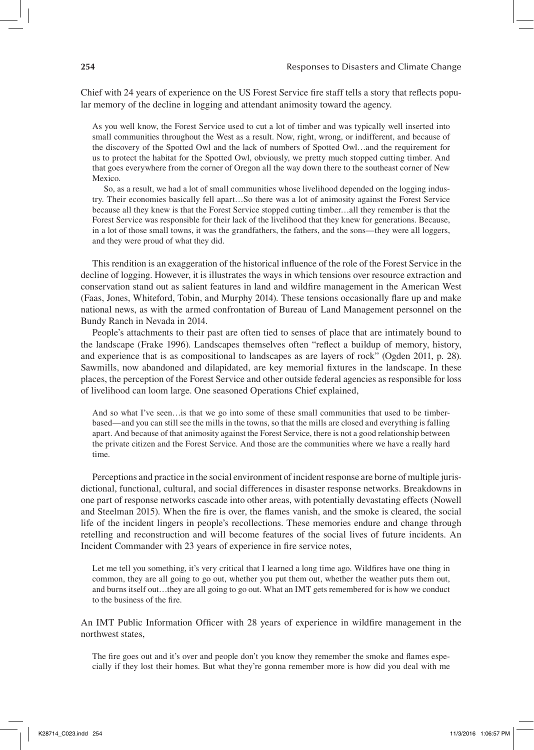Chief with 24 years of experience on the US Forest Service fire staff tells a story that reflects popular memory of the decline in logging and attendant animosity toward the agency.

> As you well know, the Forest Service used to cut a lot of timber and was typically well inserted into small communities throughout the West as a result. Now, right, wrong, or indifferent, and because of the discovery of the Spotted Owl and the lack of numbers of Spotted Owl…and the requirement for us to protect the habitat for the Spotted Owl, obviously, we pretty much stopped cutting timber. And that goes everywhere from the corner of Oregon all the way down there to the southeast corner of New Mexico.
>
> So, as a result, we had a lot of small communities whose livelihood depended on the logging industry. Their economies basically fell apart…So there was a lot of animosity against the Forest Service because all they knew is that the Forest Service stopped cutting timber…all they remember is that the Forest Service was responsible for their lack of the livelihood that they knew for generations. Because, in a lot of those small towns, it was the grandfathers, the fathers, and the sons—they were all loggers, and they were proud of what they did.

This rendition is an exaggeration of the historical influence of the role of the Forest Service in the decline of logging. However, it is illustrates the ways in which tensions over resource extraction and conservation stand out as salient features in land and wildfire management in the American West (Faas, Jones, Whiteford, Tobin, and Murphy 2014). These tensions occasionally flare up and make national news, as with the armed confrontation of Bureau of Land Management personnel on the Bundy Ranch in Nevada in 2014.

People's attachments to their past are often tied to senses of place that are intimately bound to the landscape (Frake 1996). Landscapes themselves often "reflect a buildup of memory, history, and experience that is as compositional to landscapes as are layers of rock" (Ogden 2011, p. 28). Sawmills, now abandoned and dilapidated, are key memorial fixtures in the landscape. In these places, the perception of the Forest Service and other outside federal agencies as responsible for loss of livelihood can loom large. One seasoned Operations Chief explained,

> And so what I've seen…is that we go into some of these small communities that used to be timber-based—and you can still see the mills in the towns, so that the mills are closed and everything is falling apart. And because of that animosity against the Forest Service, there is not a good relationship between the private citizen and the Forest Service. And those are the communities where we have a really hard time.

Perceptions and practice in the social environment of incident response are borne of multiple jurisdictional, functional, cultural, and social differences in disaster response networks. Breakdowns in one part of response networks cascade into other areas, with potentially devastating effects (Nowell and Steelman 2015). When the fire is over, the flames vanish, and the smoke is cleared, the social life of the incident lingers in people's recollections. These memories endure and change through retelling and reconstruction and will become features of the social lives of future incidents. An Incident Commander with 23 years of experience in fire service notes,

> Let me tell you something, it's very critical that I learned a long time ago. Wildfires have one thing in common, they are all going to go out, whether you put them out, whether the weather puts them out, and burns itself out…they are all going to go out. What an IMT gets remembered for is how we conduct to the business of the fire.

An IMT Public Information Officer with 28 years of experience in wildfire management in the northwest states,

> The fire goes out and it's over and people don't you know they remember the smoke and flames especially if they lost their homes. But what they're gonna remember more is how did you deal with me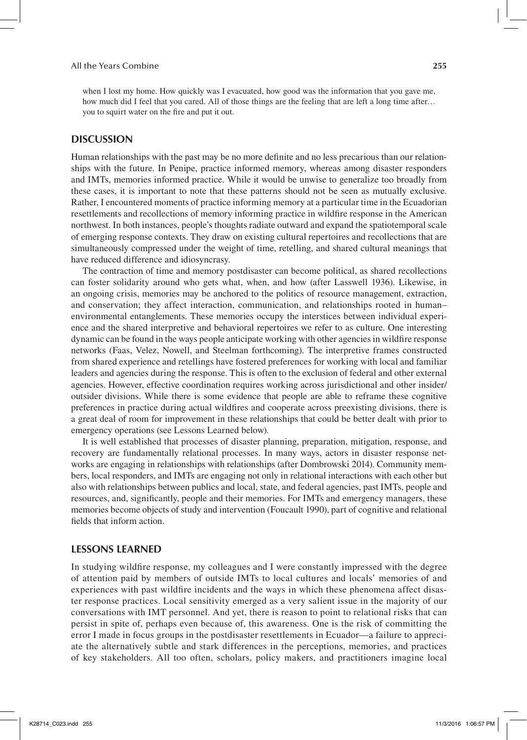when I lost my home. How quickly was I evacuated, how good was the information that you gave me, how much did I feel that you cared. All of those things are the feeling that are left a long time after… you to squirt water on the fire and put it out.

## DISCUSSION

Human relationships with the past may be no more definite and no less precarious than our relationships with the future. In Penipe, practice informed memory, whereas among disaster responders and IMTs, memories informed practice. While it would be unwise to generalize too broadly from these cases, it is important to note that these patterns should not be seen as mutually exclusive. Rather, I encountered moments of practice informing memory at a particular time in the Ecuadorian resettlements and recollections of memory informing practice in wildfire response in the American northwest. In both instances, people's thoughts radiate outward and expand the spatiotemporal scale of emerging response contexts. They draw on existing cultural repertoires and recollections that are simultaneously compressed under the weight of time, retelling, and shared cultural meanings that have reduced difference and idiosyncrasy.

The contraction of time and memory postdisaster can become political, as shared recollections can foster solidarity around who gets what, when, and how (after Lasswell 1936). Likewise, in an ongoing crisis, memories may be anchored to the politics of resource management, extraction, and conservation; they affect interaction, communication, and relationships rooted in human–environmental entanglements. These memories occupy the interstices between individual experience and the shared interpretive and behavioral repertoires we refer to as culture. One interesting dynamic can be found in the ways people anticipate working with other agencies in wildfire response networks (Faas, Velez, Nowell, and Steelman forthcoming). The interpretive frames constructed from shared experience and retellings have fostered preferences for working with local and familiar leaders and agencies during the response. This is often to the exclusion of federal and other external agencies. However, effective coordination requires working across jurisdictional and other insider/outsider divisions. While there is some evidence that people are able to reframe these cognitive preferences in practice during actual wildfires and cooperate across preexisting divisions, there is a great deal of room for improvement in these relationships that could be better dealt with prior to emergency operations (see Lessons Learned below).

It is well established that processes of disaster planning, preparation, mitigation, response, and recovery are fundamentally relational processes. In many ways, actors in disaster response networks are engaging in relationships with relationships (after Dombrowski 2014). Community members, local responders, and IMTs are engaging not only in relational interactions with each other but also with relationships between publics and local, state, and federal agencies, past IMTs, people and resources, and, significantly, people and their memories. For IMTs and emergency managers, these memories become objects of study and intervention (Foucault 1990), part of cognitive and relational fields that inform action.

## LESSONS LEARNED

In studying wildfire response, my colleagues and I were constantly impressed with the degree of attention paid by members of outside IMTs to local cultures and locals' memories of and experiences with past wildfire incidents and the ways in which these phenomena affect disaster response practices. Local sensitivity emerged as a very salient issue in the majority of our conversations with IMT personnel. And yet, there is reason to point to relational risks that can persist in spite of, perhaps even because of, this awareness. One is the risk of committing the error I made in focus groups in the postdisaster resettlements in Ecuador—a failure to appreciate the alternatively subtle and stark differences in the perceptions, memories, and practices of key stakeholders. All too often, scholars, policy makers, and practitioners imagine local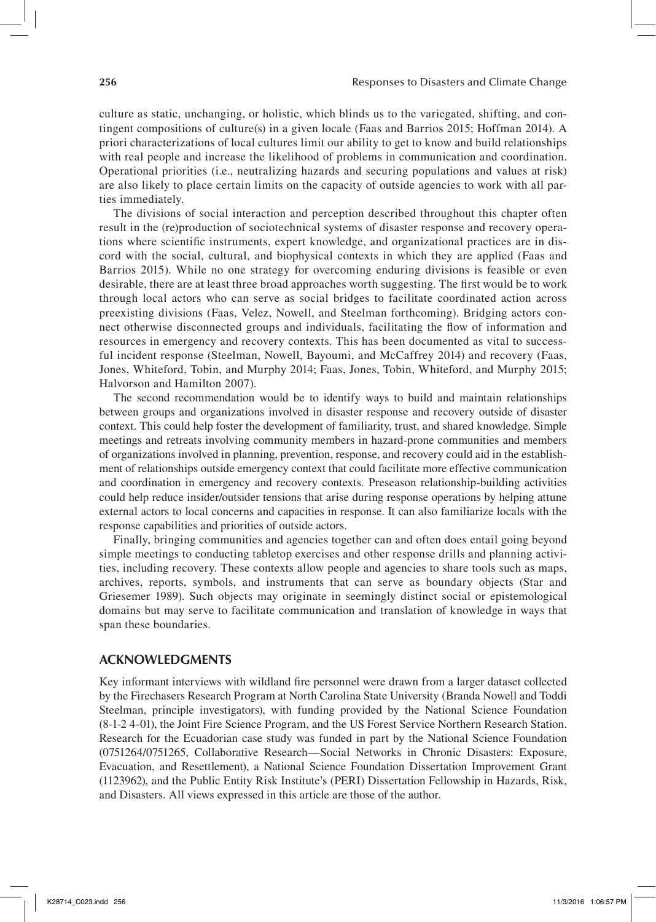culture as static, unchanging, or holistic, which blinds us to the variegated, shifting, and contingent compositions of culture(s) in a given locale (Faas and Barrios 2015; Hoffman 2014). A priori characterizations of local cultures limit our ability to get to know and build relationships with real people and increase the likelihood of problems in communication and coordination. Operational priorities (i.e., neutralizing hazards and securing populations and values at risk) are also likely to place certain limits on the capacity of outside agencies to work with all parties immediately.

The divisions of social interaction and perception described throughout this chapter often result in the (re)production of sociotechnical systems of disaster response and recovery operations where scientific instruments, expert knowledge, and organizational practices are in discord with the social, cultural, and biophysical contexts in which they are applied (Faas and Barrios 2015). While no one strategy for overcoming enduring divisions is feasible or even desirable, there are at least three broad approaches worth suggesting. The first would be to work through local actors who can serve as social bridges to facilitate coordinated action across preexisting divisions (Faas, Velez, Nowell, and Steelman forthcoming). Bridging actors connect otherwise disconnected groups and individuals, facilitating the flow of information and resources in emergency and recovery contexts. This has been documented as vital to successful incident response (Steelman, Nowell, Bayoumi, and McCaffrey 2014) and recovery (Faas, Jones, Whiteford, Tobin, and Murphy 2014; Faas, Jones, Tobin, Whiteford, and Murphy 2015; Halvorson and Hamilton 2007).

The second recommendation would be to identify ways to build and maintain relationships between groups and organizations involved in disaster response and recovery outside of disaster context. This could help foster the development of familiarity, trust, and shared knowledge. Simple meetings and retreats involving community members in hazard-prone communities and members of organizations involved in planning, prevention, response, and recovery could aid in the establishment of relationships outside emergency context that could facilitate more effective communication and coordination in emergency and recovery contexts. Preseason relationship-building activities could help reduce insider/outsider tensions that arise during response operations by helping attune external actors to local concerns and capacities in response. It can also familiarize locals with the response capabilities and priorities of outside actors.

Finally, bringing communities and agencies together can and often does entail going beyond simple meetings to conducting tabletop exercises and other response drills and planning activities, including recovery. These contexts allow people and agencies to share tools such as maps, archives, reports, symbols, and instruments that can serve as boundary objects (Star and Griesemer 1989). Such objects may originate in seemingly distinct social or epistemological domains but may serve to facilitate communication and translation of knowledge in ways that span these boundaries.

## ACKNOWLEDGMENTS

Key informant interviews with wildland fire personnel were drawn from a larger dataset collected by the Firechasers Research Program at North Carolina State University (Branda Nowell and Toddi Steelman, principle investigators), with funding provided by the National Science Foundation (8-1-2 4-01), the Joint Fire Science Program, and the US Forest Service Northern Research Station. Research for the Ecuadorian case study was funded in part by the National Science Foundation (0751264/0751265, Collaborative Research—Social Networks in Chronic Disasters: Exposure, Evacuation, and Resettlement), a National Science Foundation Dissertation Improvement Grant (1123962), and the Public Entity Risk Institute's (PERI) Dissertation Fellowship in Hazards, Risk, and Disasters. All views expressed in this article are those of the author.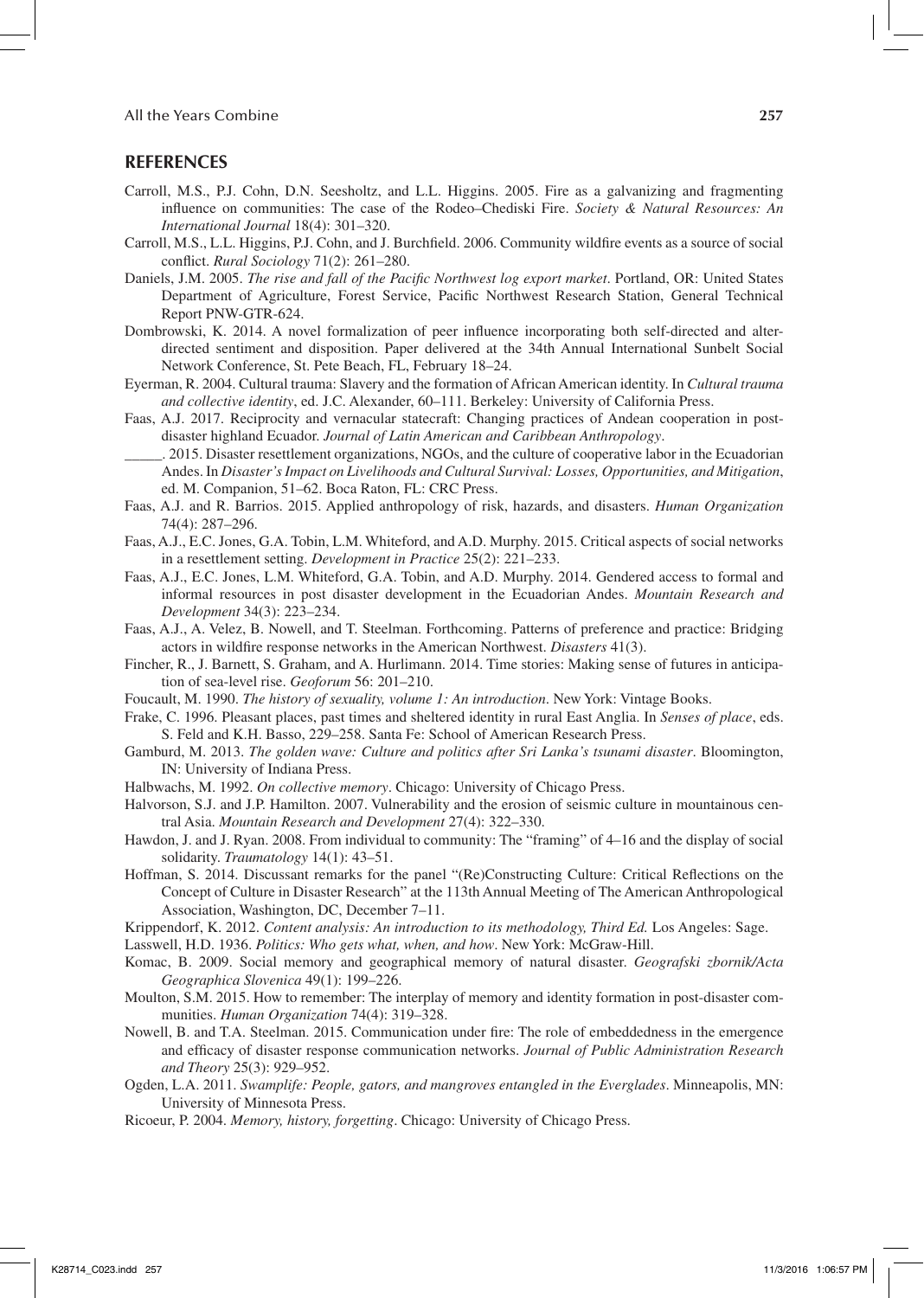## REFERENCES

Carroll, M.S., P.J. Cohn, D.N. Seesholtz, and L.L. Higgins. 2005. Fire as a galvanizing and fragmenting influence on communities: The case of the Rodeo–Chediski Fire. *Society & Natural Resources: An International Journal* 18(4): 301–320.

Carroll, M.S., L.L. Higgins, P.J. Cohn, and J. Burchfield. 2006. Community wildfire events as a source of social conflict. *Rural Sociology* 71(2): 261–280.

Daniels, J.M. 2005. *The rise and fall of the Pacific Northwest log export market*. Portland, OR: United States Department of Agriculture, Forest Service, Pacific Northwest Research Station, General Technical Report PNW-GTR-624.

Dombrowski, K. 2014. A novel formalization of peer influence incorporating both self-directed and alter-directed sentiment and disposition. Paper delivered at the 34th Annual International Sunbelt Social Network Conference, St. Pete Beach, FL, February 18–24.

Eyerman, R. 2004. Cultural trauma: Slavery and the formation of African American identity. In *Cultural trauma and collective identity*, ed. J.C. Alexander, 60–111. Berkeley: University of California Press.

Faas, A.J. 2017. Reciprocity and vernacular statecraft: Changing practices of Andean cooperation in post-disaster highland Ecuador. *Journal of Latin American and Caribbean Anthropology*.

_____. 2015. Disaster resettlement organizations, NGOs, and the culture of cooperative labor in the Ecuadorian Andes. In *Disaster's Impact on Livelihoods and Cultural Survival: Losses, Opportunities, and Mitigation*, ed. M. Companion, 51–62. Boca Raton, FL: CRC Press.

Faas, A.J. and R. Barrios. 2015. Applied anthropology of risk, hazards, and disasters. *Human Organization* 74(4): 287–296.

Faas, A.J., E.C. Jones, G.A. Tobin, L.M. Whiteford, and A.D. Murphy. 2015. Critical aspects of social networks in a resettlement setting. *Development in Practice* 25(2): 221–233.

Faas, A.J., E.C. Jones, L.M. Whiteford, G.A. Tobin, and A.D. Murphy. 2014. Gendered access to formal and informal resources in post disaster development in the Ecuadorian Andes. *Mountain Research and Development* 34(3): 223–234.

Faas, A.J., A. Velez, B. Nowell, and T. Steelman. Forthcoming. Patterns of preference and practice: Bridging actors in wildfire response networks in the American Northwest. *Disasters* 41(3).

Fincher, R., J. Barnett, S. Graham, and A. Hurlimann. 2014. Time stories: Making sense of futures in anticipation of sea-level rise. *Geoforum* 56: 201–210.

Foucault, M. 1990. *The history of sexuality, volume 1: An introduction*. New York: Vintage Books.

Frake, C. 1996. Pleasant places, past times and sheltered identity in rural East Anglia. In *Senses of place*, eds. S. Feld and K.H. Basso, 229–258. Santa Fe: School of American Research Press.

Gamburd, M. 2013. *The golden wave: Culture and politics after Sri Lanka's tsunami disaster*. Bloomington, IN: University of Indiana Press.

Halbwachs, M. 1992. *On collective memory*. Chicago: University of Chicago Press.

Halvorson, S.J. and J.P. Hamilton. 2007. Vulnerability and the erosion of seismic culture in mountainous central Asia. *Mountain Research and Development* 27(4): 322–330.

Hawdon, J. and J. Ryan. 2008. From individual to community: The "framing" of 4–16 and the display of social solidarity. *Traumatology* 14(1): 43–51.

Hoffman, S. 2014. Discussant remarks for the panel "(Re)Constructing Culture: Critical Reflections on the Concept of Culture in Disaster Research" at the 113th Annual Meeting of The American Anthropological Association, Washington, DC, December 7–11.

Krippendorf, K. 2012. *Content analysis: An introduction to its methodology, Third Ed.* Los Angeles: Sage.

Lasswell, H.D. 1936. *Politics: Who gets what, when, and how*. New York: McGraw-Hill.

Komac, B. 2009. Social memory and geographical memory of natural disaster. *Geografski zbornik/Acta Geographica Slovenica* 49(1): 199–226.

Moulton, S.M. 2015. How to remember: The interplay of memory and identity formation in post-disaster communities. *Human Organization* 74(4): 319–328.

Nowell, B. and T.A. Steelman. 2015. Communication under fire: The role of embeddedness in the emergence and efficacy of disaster response communication networks. *Journal of Public Administration Research and Theory* 25(3): 929–952.

Ogden, L.A. 2011. *Swamplife: People, gators, and mangroves entangled in the Everglades*. Minneapolis, MN: University of Minnesota Press.

Ricoeur, P. 2004. *Memory, history, forgetting*. Chicago: University of Chicago Press.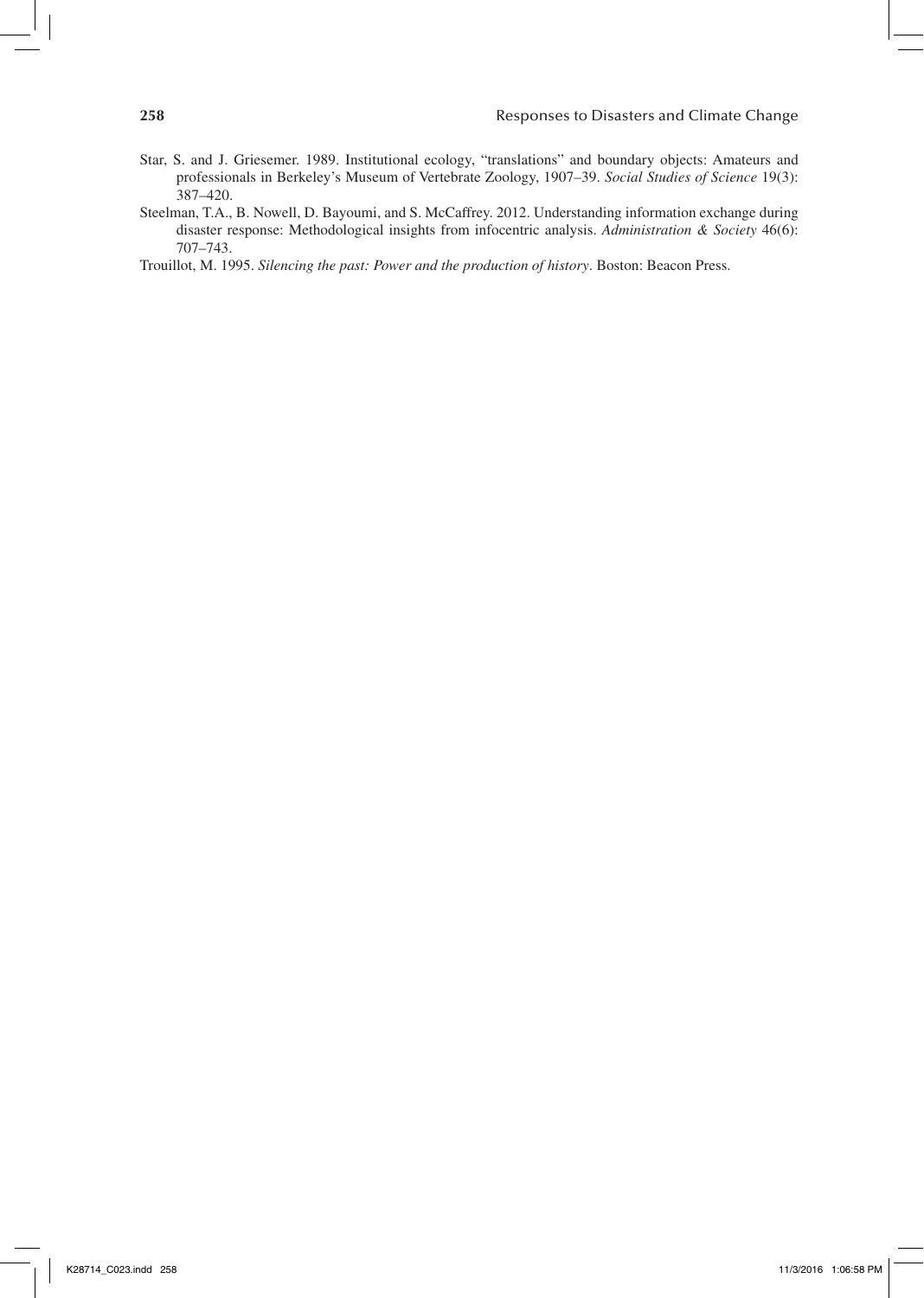Star, S. and J. Griesemer. 1989. Institutional ecology, "translations" and boundary objects: Amateurs and professionals in Berkeley's Museum of Vertebrate Zoology, 1907–39. *Social Studies of Science* 19(3): 387–420.

Steelman, T.A., B. Nowell, D. Bayoumi, and S. McCaffrey. 2012. Understanding information exchange during disaster response: Methodological insights from infocentric analysis. *Administration & Society* 46(6): 707–743.

Trouillot, M. 1995. *Silencing the past: Power and the production of history*. Boston: Beacon Press.